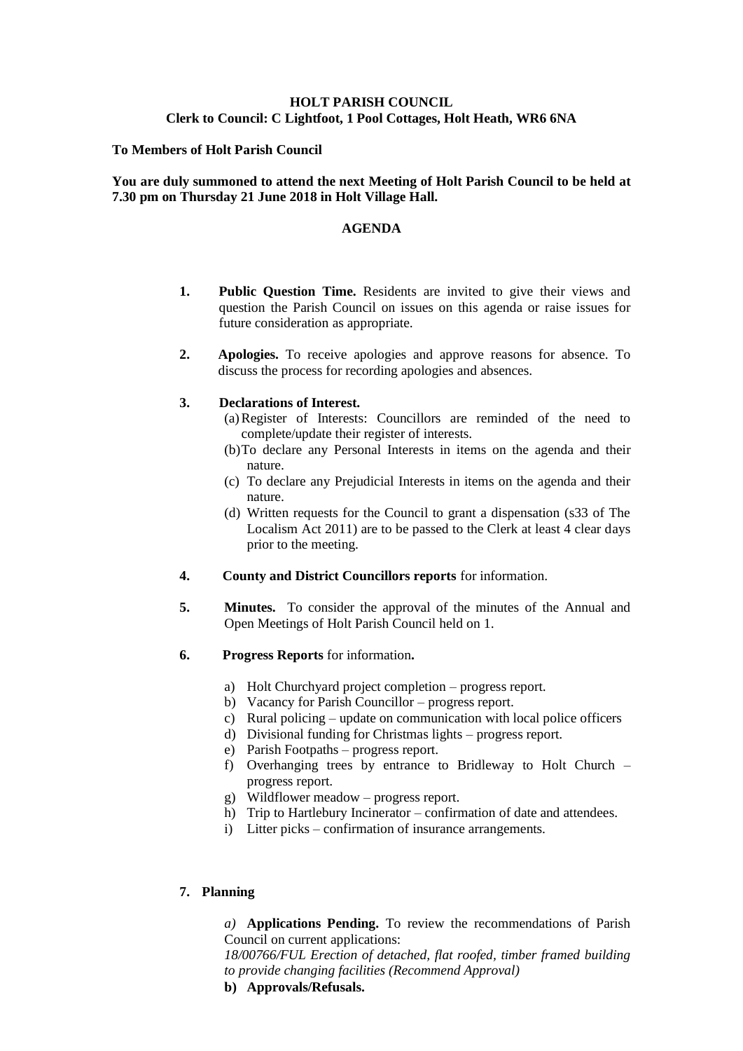**HOLT PARISH COUNCIL**
**Clerk to Council: C Lightfoot, 1 Pool Cottages, Holt Heath, WR6 6NA**

**To Members of Holt Parish Council**

**You are duly summoned to attend the next Meeting of Holt Parish Council to be held at 7.30 pm on Thursday 21 June 2018 in Holt Village Hall.**

## AGENDA

1. **Public Question Time.** Residents are invited to give their views and question the Parish Council on issues on this agenda or raise issues for future consideration as appropriate.

2. **Apologies.** To receive apologies and approve reasons for absence. To discuss the process for recording apologies and absences.

3. **Declarations of Interest.**
   (a) Register of Interests: Councillors are reminded of the need to complete/update their register of interests.
   (b) To declare any Personal Interests in items on the agenda and their nature.
   (c) To declare any Prejudicial Interests in items on the agenda and their nature.
   (d) Written requests for the Council to grant a dispensation (s33 of The Localism Act 2011) are to be passed to the Clerk at least 4 clear days prior to the meeting.

4. **County and District Councillors reports** for information.

5. **Minutes.** To consider the approval of the minutes of the Annual and Open Meetings of Holt Parish Council held on 1.

6. **Progress Reports** for information**.**

   a) Holt Churchyard project completion – progress report.
   b) Vacancy for Parish Councillor – progress report.
   c) Rural policing – update on communication with local police officers
   d) Divisional funding for Christmas lights – progress report.
   e) Parish Footpaths – progress report.
   f) Overhanging trees by entrance to Bridleway to Holt Church – progress report.
   g) Wildflower meadow – progress report.
   h) Trip to Hartlebury Incinerator – confirmation of date and attendees.
   i) Litter picks – confirmation of insurance arrangements.

7. **Planning**

   *a)* **Applications Pending.** To review the recommendations of Parish Council on current applications:
   *18/00766/FUL Erection of detached, flat roofed, timber framed building to provide changing facilities (Recommend Approval)*

   **b) Approvals/Refusals.**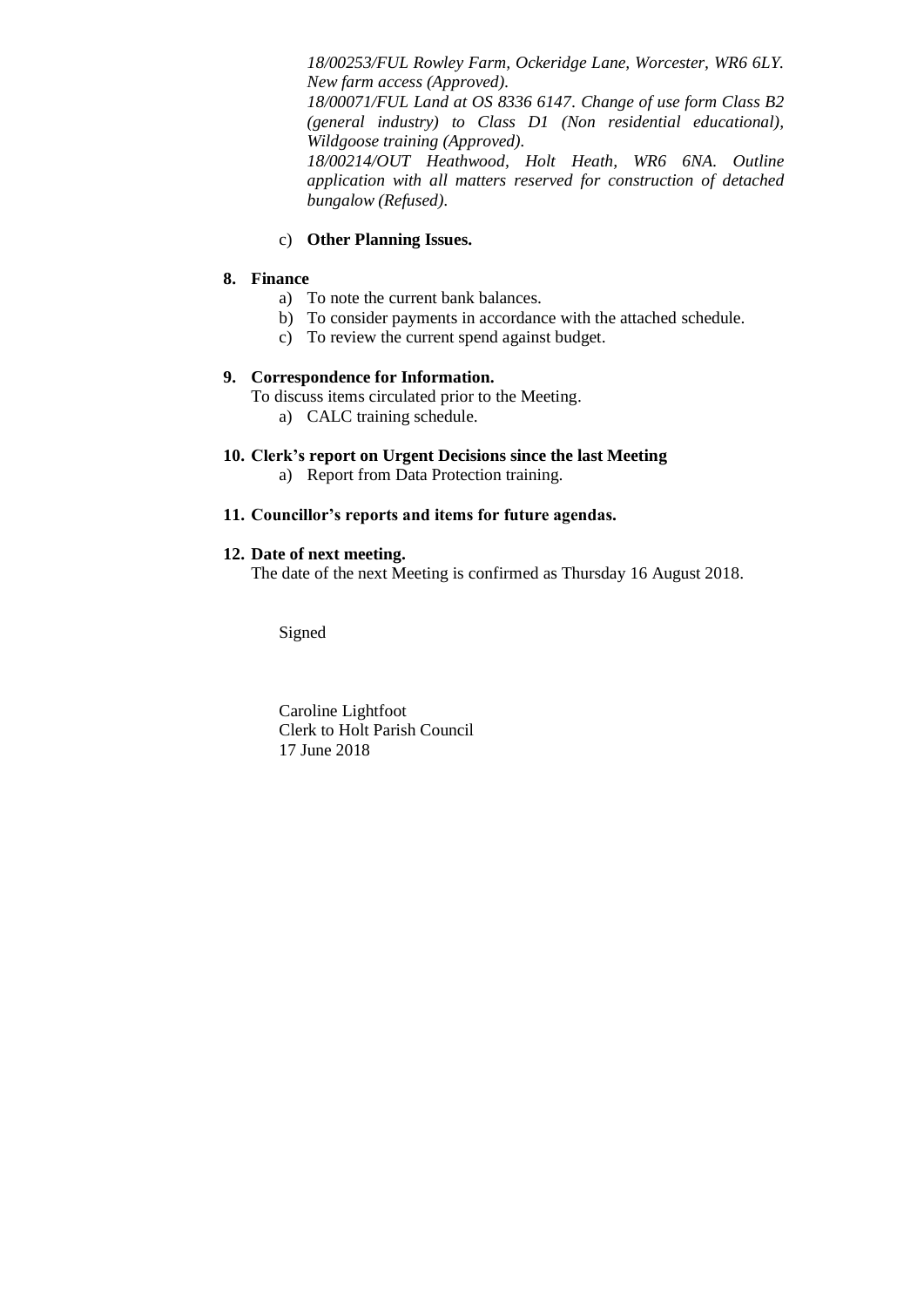*18/00253/FUL Rowley Farm, Ockeridge Lane, Worcester, WR6 6LY. New farm access (Approved).*
*18/00071/FUL Land at OS 8336 6147. Change of use form Class B2 (general industry) to Class D1 (Non residential educational), Wildgoose training (Approved).*
*18/00214/OUT Heathwood, Holt Heath, WR6 6NA. Outline application with all matters reserved for construction of detached bungalow (Refused).*

c) **Other Planning Issues.**

**8. Finance**

a) To note the current bank balances.
b) To consider payments in accordance with the attached schedule.
c) To review the current spend against budget.

**9. Correspondence for Information.**

To discuss items circulated prior to the Meeting.

a) CALC training schedule.

**10. Clerk's report on Urgent Decisions since the last Meeting**

a) Report from Data Protection training.

**11. Councillor's reports and items for future agendas.**

**12. Date of next meeting.**

The date of the next Meeting is confirmed as Thursday 16 August 2018.

Signed

Caroline Lightfoot
Clerk to Holt Parish Council
17 June 2018